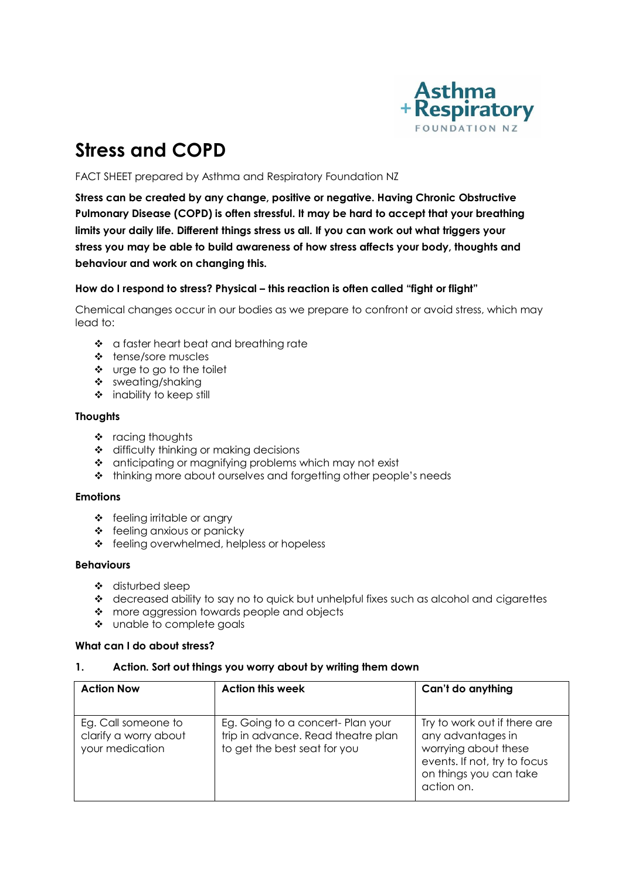Asthma + Respiratory FOUNDATION NZ

# Stress and COPD

FACT SHEET prepared by Asthma and Respiratory Foundation NZ

**Stress can be created by any change, positive or negative. Having Chronic Obstructive Pulmonary Disease (COPD) is often stressful. It may be hard to accept that your breathing limits your daily life. Different things stress us all. If you can work out what triggers your stress you may be able to build awareness of how stress affects your body, thoughts and behaviour and work on changing this.**

### How do I respond to stress? Physical – this reaction is often called "fight or flight"

Chemical changes occur in our bodies as we prepare to confront or avoid stress, which may lead to:

- a faster heart beat and breathing rate
- tense/sore muscles
- urge to go to the toilet
- sweating/shaking
- inability to keep still

### Thoughts

- racing thoughts
- difficulty thinking or making decisions
- anticipating or magnifying problems which may not exist
- thinking more about ourselves and forgetting other people's needs

### Emotions

- feeling irritable or angry
- feeling anxious or panicky
- feeling overwhelmed, helpless or hopeless

### Behaviours

- disturbed sleep
- decreased ability to say no to quick but unhelpful fixes such as alcohol and cigarettes
- more aggression towards people and objects
- unable to complete goals

### What can I do about stress?

**1. Action. Sort out things you worry about by writing them down**

| Action Now | Action this week | Can't do anything |
|---|---|---|
| Eg. Call someone to clarify a worry about your medication | Eg. Going to a concert- Plan your trip in advance. Read theatre plan to get the best seat for you | Try to work out if there are any advantages in worrying about these events. If not, try to focus on things you can take action on. |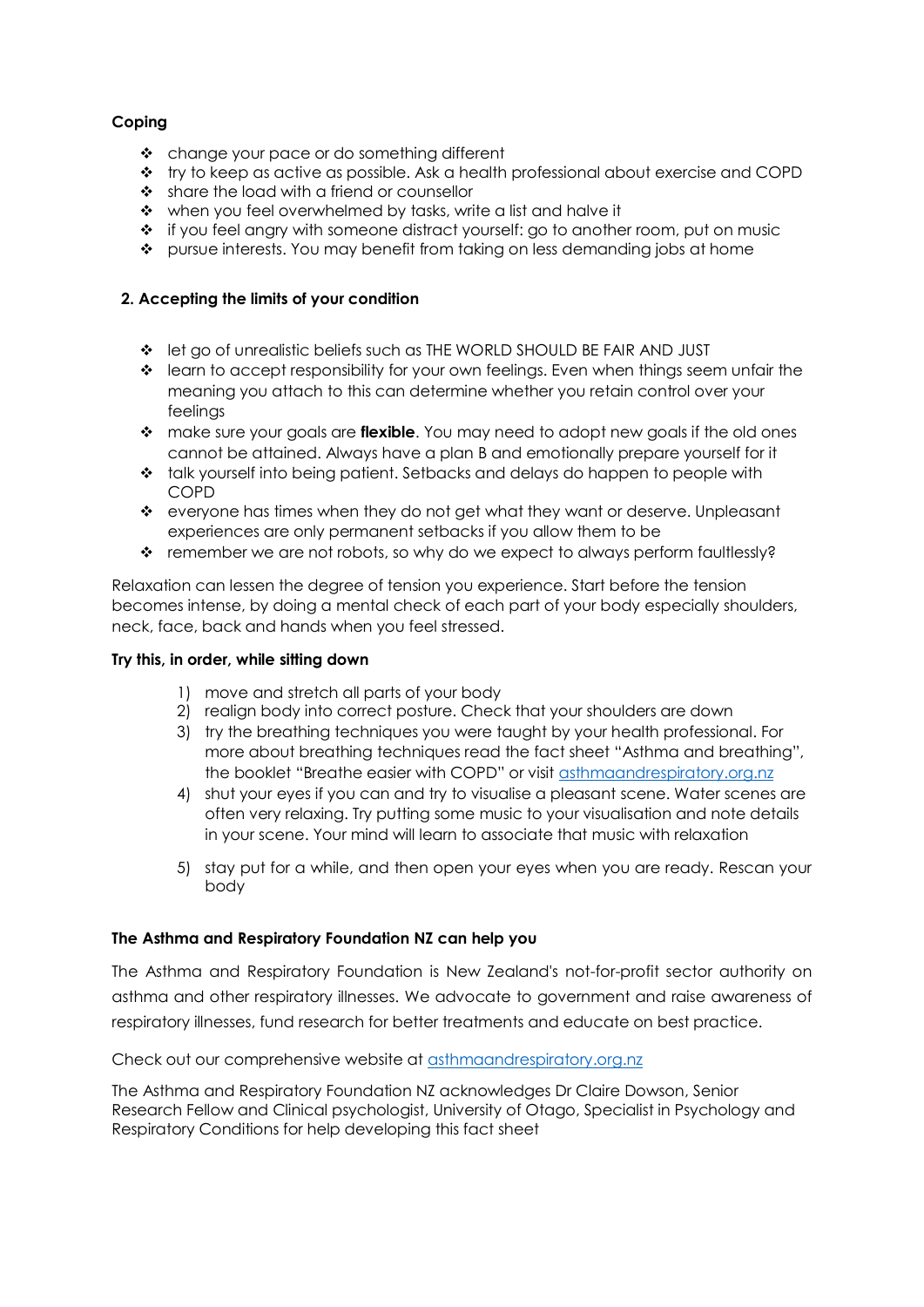**Coping**

- change your pace or do something different
- try to keep as active as possible. Ask a health professional about exercise and COPD
- share the load with a friend or counsellor
- when you feel overwhelmed by tasks, write a list and halve it
- if you feel angry with someone distract yourself: go to another room, put on music
- pursue interests. You may benefit from taking on less demanding jobs at home

**2. Accepting the limits of your condition**

- let go of unrealistic beliefs such as THE WORLD SHOULD BE FAIR AND JUST
- learn to accept responsibility for your own feelings. Even when things seem unfair the meaning you attach to this can determine whether you retain control over your feelings
- make sure your goals are **flexible**. You may need to adopt new goals if the old ones cannot be attained. Always have a plan B and emotionally prepare yourself for it
- talk yourself into being patient. Setbacks and delays do happen to people with COPD
- everyone has times when they do not get what they want or deserve. Unpleasant experiences are only permanent setbacks if you allow them to be
- remember we are not robots, so why do we expect to always perform faultlessly?

Relaxation can lessen the degree of tension you experience. Start before the tension becomes intense, by doing a mental check of each part of your body especially shoulders, neck, face, back and hands when you feel stressed.

**Try this, in order, while sitting down**

1) move and stretch all parts of your body
2) realign body into correct posture. Check that your shoulders are down
3) try the breathing techniques you were taught by your health professional. For more about breathing techniques read the fact sheet "Asthma and breathing", the booklet "Breathe easier with COPD" or visit asthmaandrespiratory.org.nz
4) shut your eyes if you can and try to visualise a pleasant scene. Water scenes are often very relaxing. Try putting some music to your visualisation and note details in your scene. Your mind will learn to associate that music with relaxation
5) stay put for a while, and then open your eyes when you are ready. Rescan your body

**The Asthma and Respiratory Foundation NZ can help you**

The Asthma and Respiratory Foundation is New Zealand's not-for-profit sector authority on asthma and other respiratory illnesses. We advocate to government and raise awareness of respiratory illnesses, fund research for better treatments and educate on best practice.

Check out our comprehensive website at asthmaandrespiratory.org.nz

The Asthma and Respiratory Foundation NZ acknowledges Dr Claire Dowson, Senior Research Fellow and Clinical psychologist, University of Otago, Specialist in Psychology and Respiratory Conditions for help developing this fact sheet